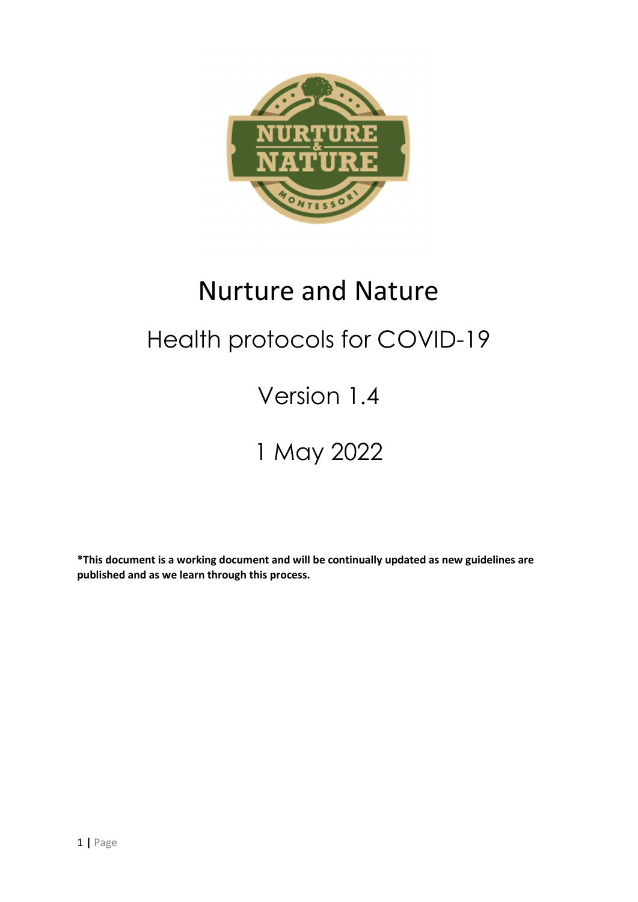# Nurture and Nature

## Health protocols for COVID-19

## Version 1.4

## 1 May 2022

**\*This document is a working document and will be continually updated as new guidelines are published and as we learn through this process.**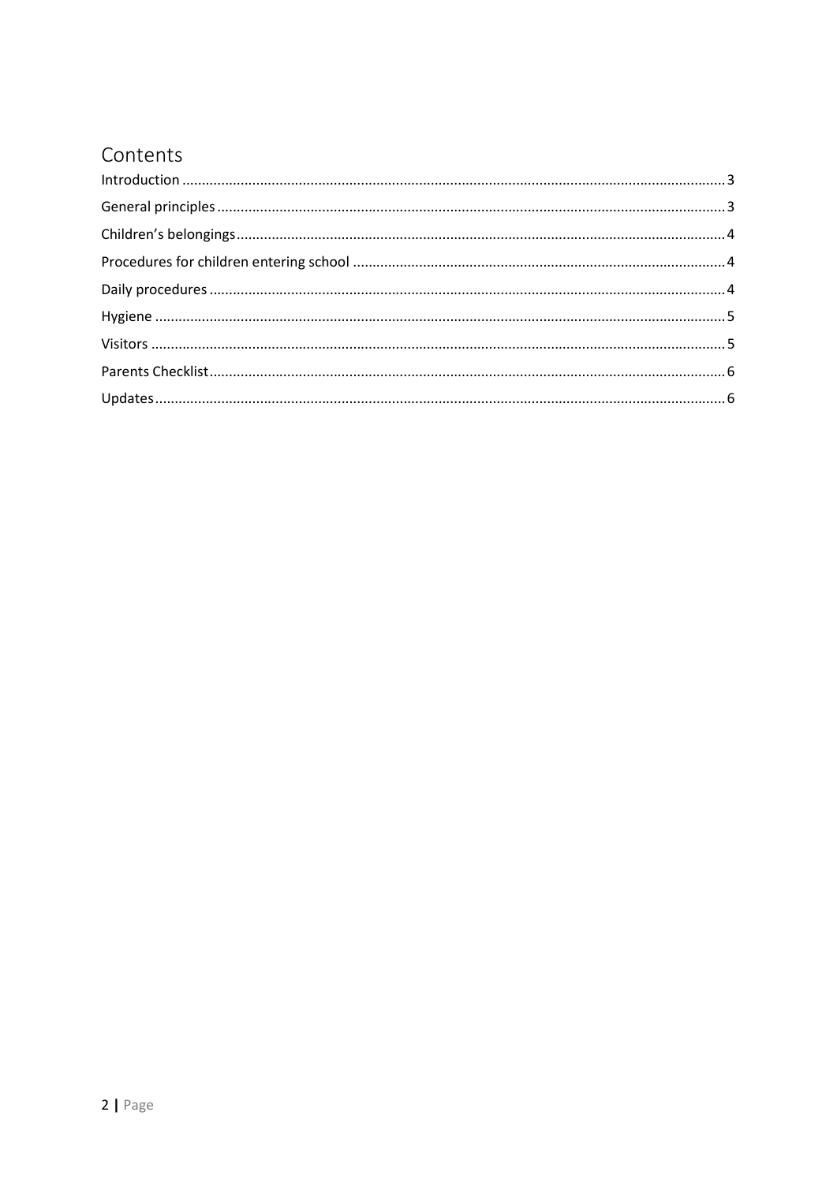# Contents

Introduction ..... 3

General principles ..... 3

Children's belongings ..... 4

Procedures for children entering school ..... 4

Daily procedures ..... 4

Hygiene ..... 5

Visitors ..... 5

Parents Checklist ..... 6

Updates ..... 6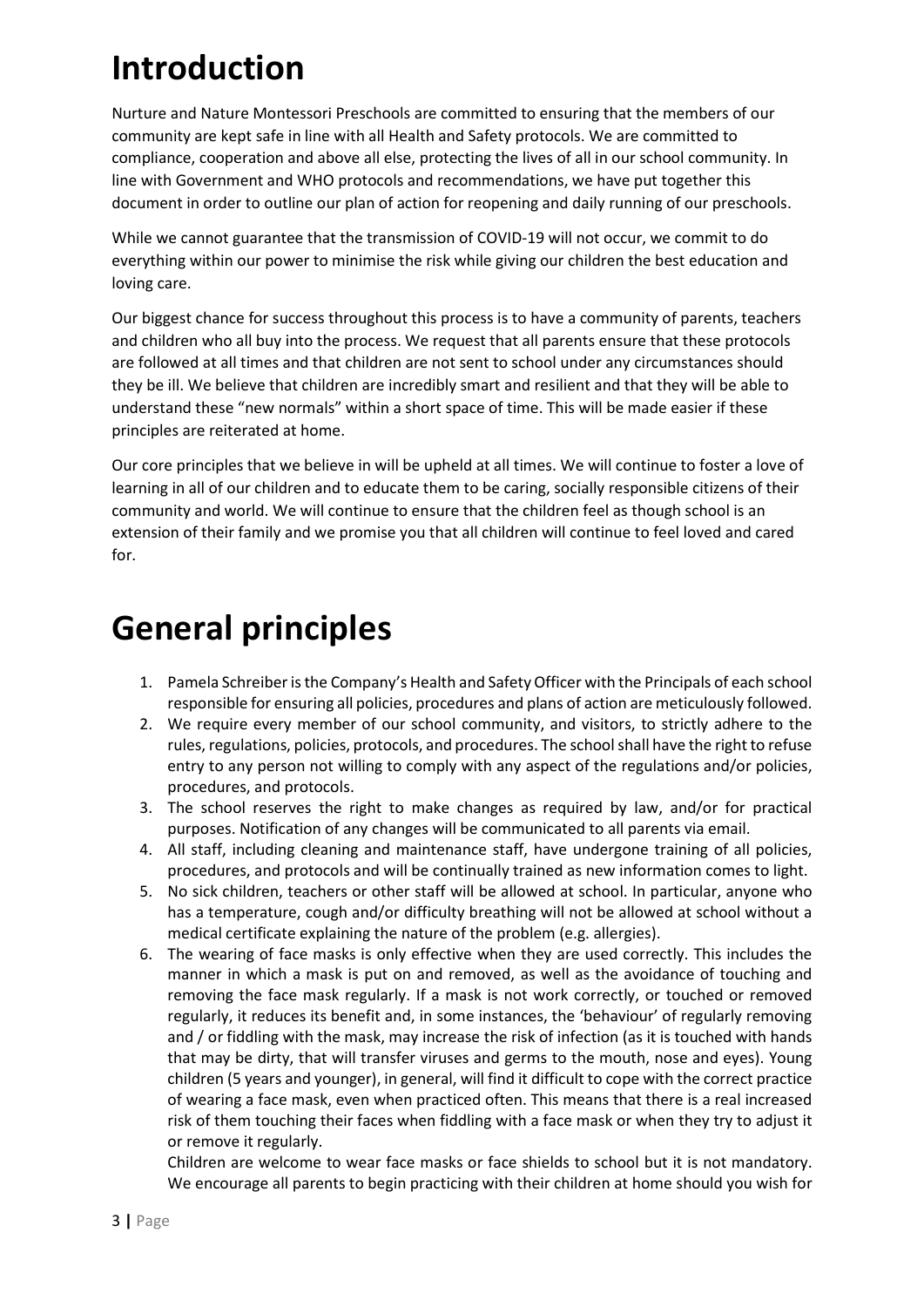# Introduction

Nurture and Nature Montessori Preschools are committed to ensuring that the members of our community are kept safe in line with all Health and Safety protocols. We are committed to compliance, cooperation and above all else, protecting the lives of all in our school community. In line with Government and WHO protocols and recommendations, we have put together this document in order to outline our plan of action for reopening and daily running of our preschools.

While we cannot guarantee that the transmission of COVID-19 will not occur, we commit to do everything within our power to minimise the risk while giving our children the best education and loving care.

Our biggest chance for success throughout this process is to have a community of parents, teachers and children who all buy into the process. We request that all parents ensure that these protocols are followed at all times and that children are not sent to school under any circumstances should they be ill. We believe that children are incredibly smart and resilient and that they will be able to understand these "new normals" within a short space of time. This will be made easier if these principles are reiterated at home.

Our core principles that we believe in will be upheld at all times. We will continue to foster a love of learning in all of our children and to educate them to be caring, socially responsible citizens of their community and world. We will continue to ensure that the children feel as though school is an extension of their family and we promise you that all children will continue to feel loved and cared for.

# General principles

1. Pamela Schreiber is the Company's Health and Safety Officer with the Principals of each school responsible for ensuring all policies, procedures and plans of action are meticulously followed.
2. We require every member of our school community, and visitors, to strictly adhere to the rules, regulations, policies, protocols, and procedures. The school shall have the right to refuse entry to any person not willing to comply with any aspect of the regulations and/or policies, procedures, and protocols.
3. The school reserves the right to make changes as required by law, and/or for practical purposes. Notification of any changes will be communicated to all parents via email.
4. All staff, including cleaning and maintenance staff, have undergone training of all policies, procedures, and protocols and will be continually trained as new information comes to light.
5. No sick children, teachers or other staff will be allowed at school. In particular, anyone who has a temperature, cough and/or difficulty breathing will not be allowed at school without a medical certificate explaining the nature of the problem (e.g. allergies).
6. The wearing of face masks is only effective when they are used correctly. This includes the manner in which a mask is put on and removed, as well as the avoidance of touching and removing the face mask regularly. If a mask is not work correctly, or touched or removed regularly, it reduces its benefit and, in some instances, the 'behaviour' of regularly removing and / or fiddling with the mask, may increase the risk of infection (as it is touched with hands that may be dirty, that will transfer viruses and germs to the mouth, nose and eyes). Young children (5 years and younger), in general, will find it difficult to cope with the correct practice of wearing a face mask, even when practiced often. This means that there is a real increased risk of them touching their faces when fiddling with a face mask or when they try to adjust it or remove it regularly.

   Children are welcome to wear face masks or face shields to school but it is not mandatory. We encourage all parents to begin practicing with their children at home should you wish for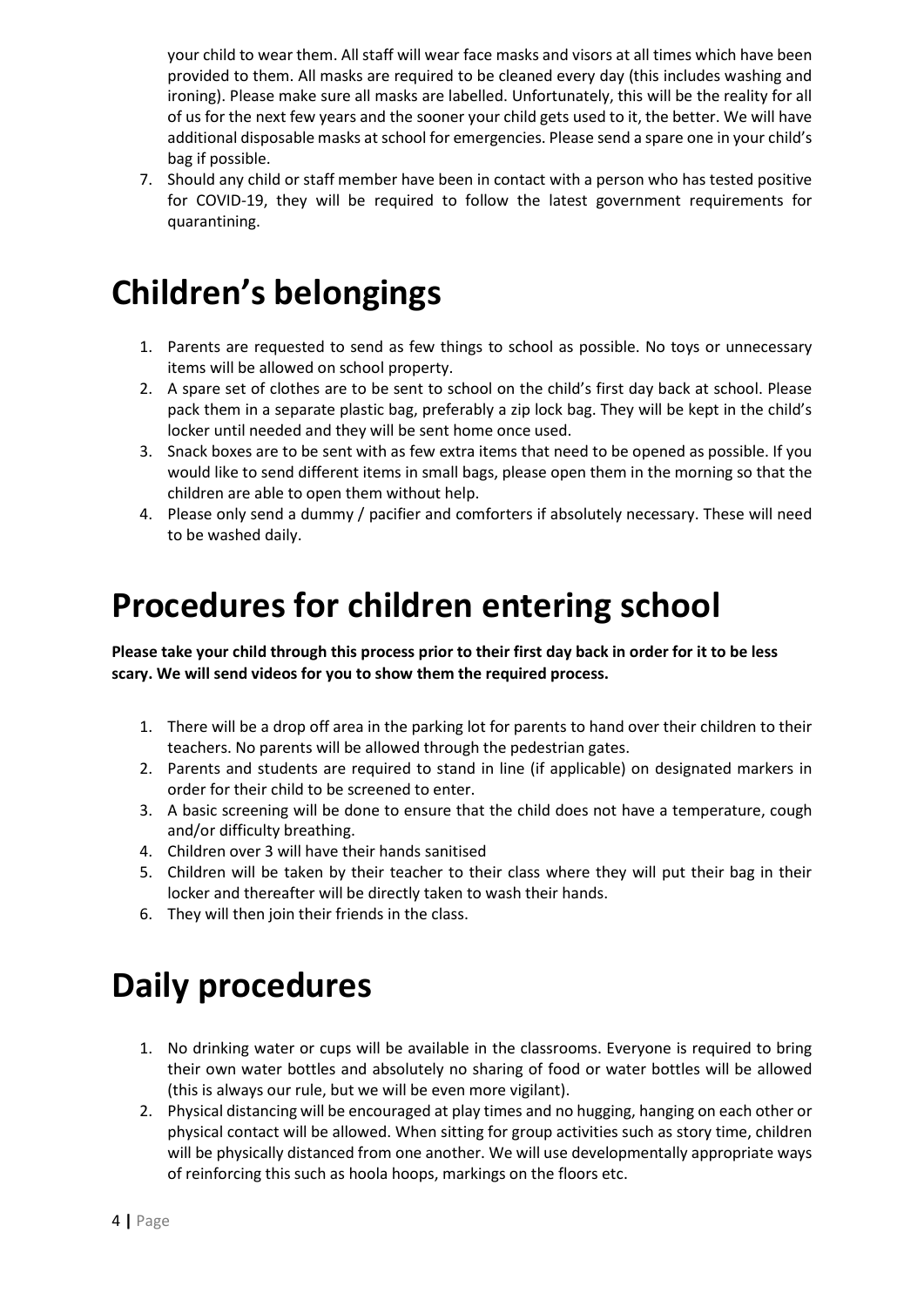your child to wear them. All staff will wear face masks and visors at all times which have been provided to them. All masks are required to be cleaned every day (this includes washing and ironing). Please make sure all masks are labelled. Unfortunately, this will be the reality for all of us for the next few years and the sooner your child gets used to it, the better. We will have additional disposable masks at school for emergencies. Please send a spare one in your child's bag if possible.

7. Should any child or staff member have been in contact with a person who has tested positive for COVID-19, they will be required to follow the latest government requirements for quarantining.

# Children's belongings

1. Parents are requested to send as few things to school as possible. No toys or unnecessary items will be allowed on school property.
2. A spare set of clothes are to be sent to school on the child's first day back at school. Please pack them in a separate plastic bag, preferably a zip lock bag. They will be kept in the child's locker until needed and they will be sent home once used.
3. Snack boxes are to be sent with as few extra items that need to be opened as possible. If you would like to send different items in small bags, please open them in the morning so that the children are able to open them without help.
4. Please only send a dummy / pacifier and comforters if absolutely necessary. These will need to be washed daily.

# Procedures for children entering school

**Please take your child through this process prior to their first day back in order for it to be less scary. We will send videos for you to show them the required process.**

1. There will be a drop off area in the parking lot for parents to hand over their children to their teachers. No parents will be allowed through the pedestrian gates.
2. Parents and students are required to stand in line (if applicable) on designated markers in order for their child to be screened to enter.
3. A basic screening will be done to ensure that the child does not have a temperature, cough and/or difficulty breathing.
4. Children over 3 will have their hands sanitised
5. Children will be taken by their teacher to their class where they will put their bag in their locker and thereafter will be directly taken to wash their hands.
6. They will then join their friends in the class.

# Daily procedures

1. No drinking water or cups will be available in the classrooms. Everyone is required to bring their own water bottles and absolutely no sharing of food or water bottles will be allowed (this is always our rule, but we will be even more vigilant).
2. Physical distancing will be encouraged at play times and no hugging, hanging on each other or physical contact will be allowed. When sitting for group activities such as story time, children will be physically distanced from one another. We will use developmentally appropriate ways of reinforcing this such as hoola hoops, markings on the floors etc.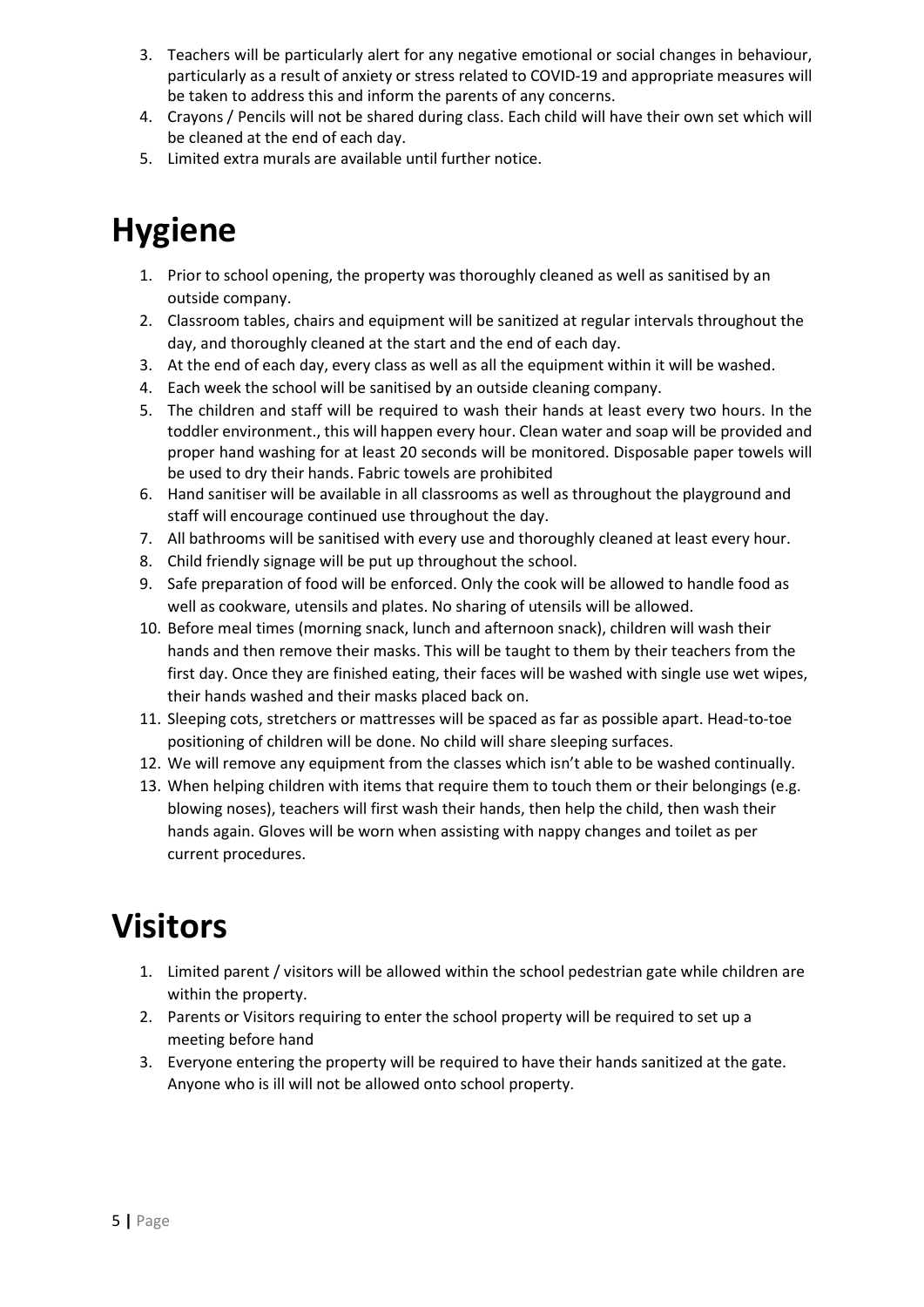3. Teachers will be particularly alert for any negative emotional or social changes in behaviour, particularly as a result of anxiety or stress related to COVID-19 and appropriate measures will be taken to address this and inform the parents of any concerns.
4. Crayons / Pencils will not be shared during class. Each child will have their own set which will be cleaned at the end of each day.
5. Limited extra murals are available until further notice.

# Hygiene

1. Prior to school opening, the property was thoroughly cleaned as well as sanitised by an outside company.
2. Classroom tables, chairs and equipment will be sanitized at regular intervals throughout the day, and thoroughly cleaned at the start and the end of each day.
3. At the end of each day, every class as well as all the equipment within it will be washed.
4. Each week the school will be sanitised by an outside cleaning company.
5. The children and staff will be required to wash their hands at least every two hours. In the toddler environment., this will happen every hour. Clean water and soap will be provided and proper hand washing for at least 20 seconds will be monitored. Disposable paper towels will be used to dry their hands. Fabric towels are prohibited
6. Hand sanitiser will be available in all classrooms as well as throughout the playground and staff will encourage continued use throughout the day.
7. All bathrooms will be sanitised with every use and thoroughly cleaned at least every hour.
8. Child friendly signage will be put up throughout the school.
9. Safe preparation of food will be enforced. Only the cook will be allowed to handle food as well as cookware, utensils and plates. No sharing of utensils will be allowed.
10. Before meal times (morning snack, lunch and afternoon snack), children will wash their hands and then remove their masks. This will be taught to them by their teachers from the first day. Once they are finished eating, their faces will be washed with single use wet wipes, their hands washed and their masks placed back on.
11. Sleeping cots, stretchers or mattresses will be spaced as far as possible apart. Head-to-toe positioning of children will be done. No child will share sleeping surfaces.
12. We will remove any equipment from the classes which isn't able to be washed continually.
13. When helping children with items that require them to touch them or their belongings (e.g. blowing noses), teachers will first wash their hands, then help the child, then wash their hands again. Gloves will be worn when assisting with nappy changes and toilet as per current procedures.

# Visitors

1. Limited parent / visitors will be allowed within the school pedestrian gate while children are within the property.
2. Parents or Visitors requiring to enter the school property will be required to set up a meeting before hand
3. Everyone entering the property will be required to have their hands sanitized at the gate. Anyone who is ill will not be allowed onto school property.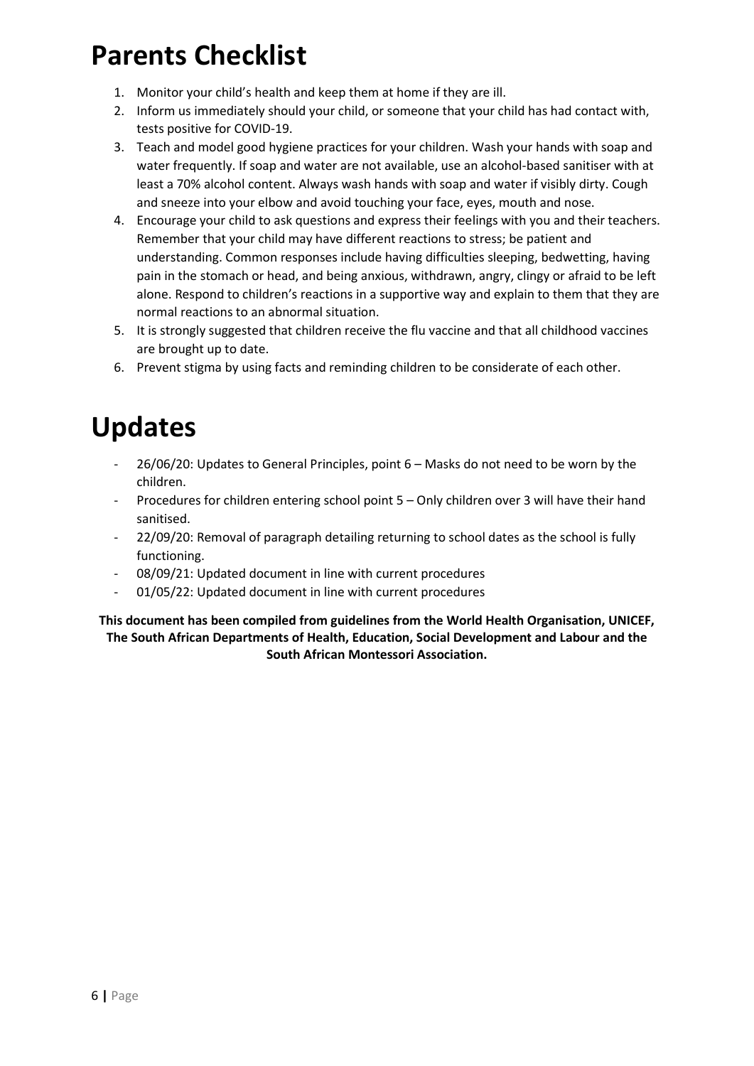# Parents Checklist

1. Monitor your child's health and keep them at home if they are ill.
2. Inform us immediately should your child, or someone that your child has had contact with, tests positive for COVID-19.
3. Teach and model good hygiene practices for your children. Wash your hands with soap and water frequently. If soap and water are not available, use an alcohol-based sanitiser with at least a 70% alcohol content. Always wash hands with soap and water if visibly dirty. Cough and sneeze into your elbow and avoid touching your face, eyes, mouth and nose.
4. Encourage your child to ask questions and express their feelings with you and their teachers. Remember that your child may have different reactions to stress; be patient and understanding. Common responses include having difficulties sleeping, bedwetting, having pain in the stomach or head, and being anxious, withdrawn, angry, clingy or afraid to be left alone. Respond to children's reactions in a supportive way and explain to them that they are normal reactions to an abnormal situation.
5. It is strongly suggested that children receive the flu vaccine and that all childhood vaccines are brought up to date.
6. Prevent stigma by using facts and reminding children to be considerate of each other.

# Updates

- 26/06/20: Updates to General Principles, point 6 – Masks do not need to be worn by the children.
- Procedures for children entering school point 5 – Only children over 3 will have their hand sanitised.
- 22/09/20: Removal of paragraph detailing returning to school dates as the school is fully functioning.
- 08/09/21: Updated document in line with current procedures
- 01/05/22: Updated document in line with current procedures

**This document has been compiled from guidelines from the World Health Organisation, UNICEF, The South African Departments of Health, Education, Social Development and Labour and the South African Montessori Association.**